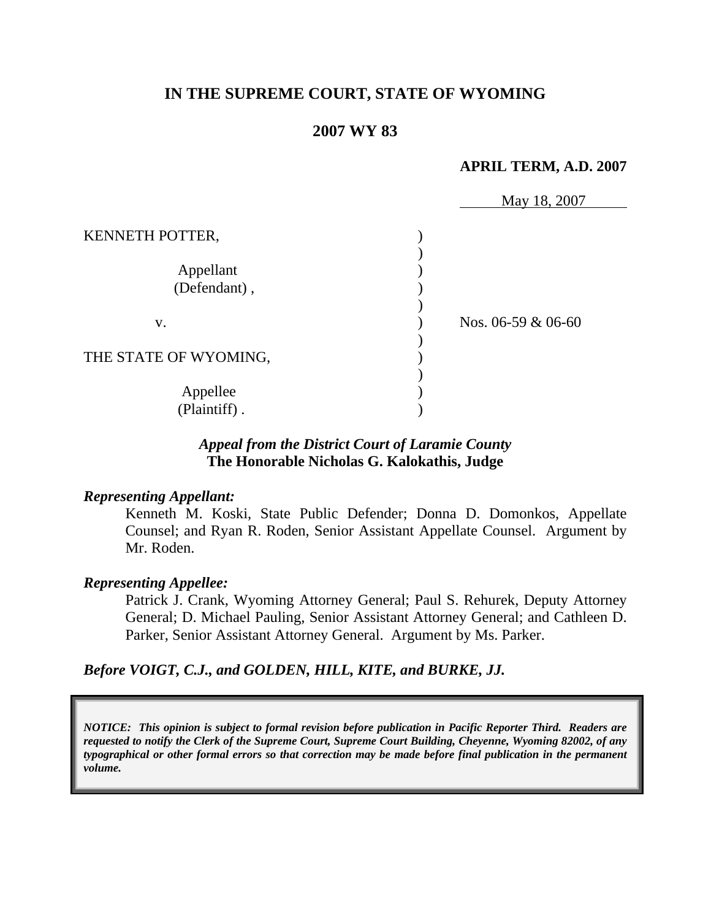# IN THE SUPREME COURT, STATE OF WYOMING

## 2007 WY 83

**APRIL TERM, A.D. 2007**

May 18, 2007

| | | |
|---|---|---|
| KENNETH POTTER, Appellant (Defendant), | ) | |
| v. | ) | Nos. 06-59 & 06-60 |
| THE STATE OF WYOMING, Appellee (Plaintiff). | ) | |

***Appeal from the District Court of Laramie County***
**The Honorable Nicholas G. Kalokathis, Judge**

***Representing Appellant:***

Kenneth M. Koski, State Public Defender; Donna D. Domonkos, Appellate Counsel; and Ryan R. Roden, Senior Assistant Appellate Counsel. Argument by Mr. Roden.

***Representing Appellee:***

Patrick J. Crank, Wyoming Attorney General; Paul S. Rehurek, Deputy Attorney General; D. Michael Pauling, Senior Assistant Attorney General; and Cathleen D. Parker, Senior Assistant Attorney General. Argument by Ms. Parker.

***Before VOIGT, C.J., and GOLDEN, HILL, KITE, and BURKE, JJ.***

***NOTICE: This opinion is subject to formal revision before publication in Pacific Reporter Third. Readers are requested to notify the Clerk of the Supreme Court, Supreme Court Building, Cheyenne, Wyoming 82002, of any typographical or other formal errors so that correction may be made before final publication in the permanent volume.***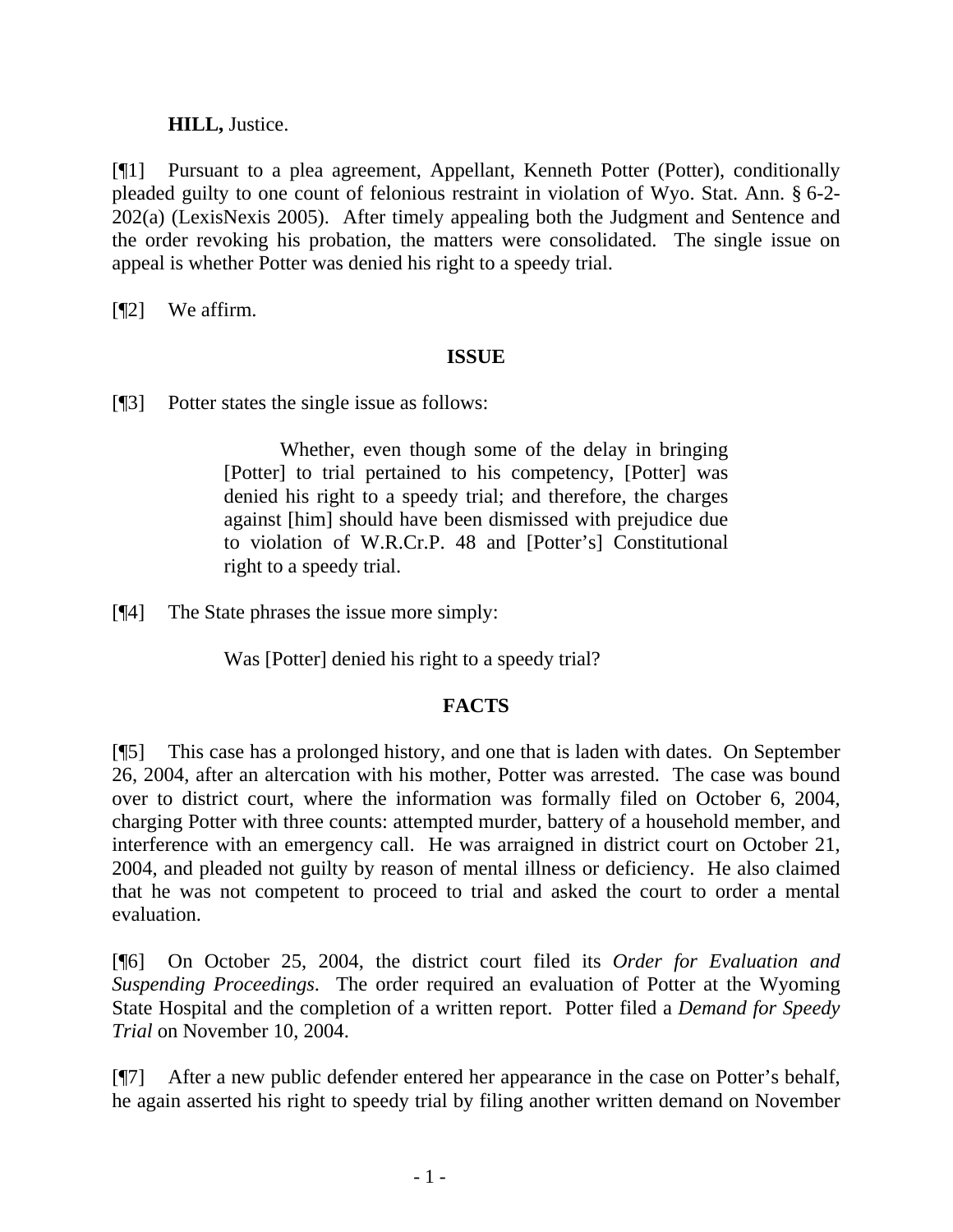**HILL,** Justice.

[¶1] Pursuant to a plea agreement, Appellant, Kenneth Potter (Potter), conditionally pleaded guilty to one count of felonious restraint in violation of Wyo. Stat. Ann. § 6-2-202(a) (LexisNexis 2005). After timely appealing both the Judgment and Sentence and the order revoking his probation, the matters were consolidated. The single issue on appeal is whether Potter was denied his right to a speedy trial.

[¶2] We affirm.

## ISSUE

[¶3] Potter states the single issue as follows:

> Whether, even though some of the delay in bringing [Potter] to trial pertained to his competency, [Potter] was denied his right to a speedy trial; and therefore, the charges against [him] should have been dismissed with prejudice due to violation of W.R.Cr.P. 48 and [Potter's] Constitutional right to a speedy trial.

[¶4] The State phrases the issue more simply:

> Was [Potter] denied his right to a speedy trial?

## FACTS

[¶5] This case has a prolonged history, and one that is laden with dates. On September 26, 2004, after an altercation with his mother, Potter was arrested. The case was bound over to district court, where the information was formally filed on October 6, 2004, charging Potter with three counts: attempted murder, battery of a household member, and interference with an emergency call. He was arraigned in district court on October 21, 2004, and pleaded not guilty by reason of mental illness or deficiency. He also claimed that he was not competent to proceed to trial and asked the court to order a mental evaluation.

[¶6] On October 25, 2004, the district court filed its *Order for Evaluation and Suspending Proceedings*. The order required an evaluation of Potter at the Wyoming State Hospital and the completion of a written report. Potter filed a *Demand for Speedy Trial* on November 10, 2004.

[¶7] After a new public defender entered her appearance in the case on Potter's behalf, he again asserted his right to speedy trial by filing another written demand on November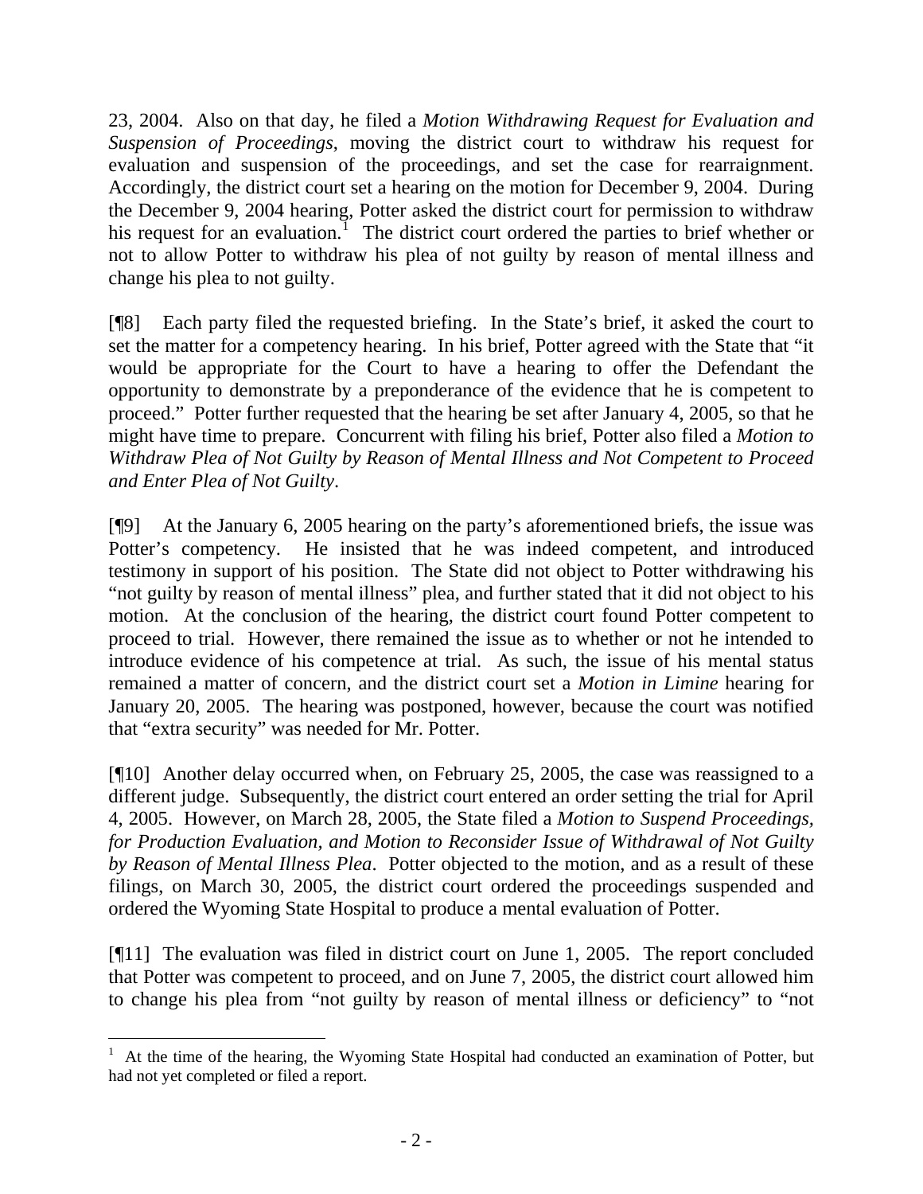23, 2004. Also on that day, he filed a *Motion Withdrawing Request for Evaluation and Suspension of Proceedings*, moving the district court to withdraw his request for evaluation and suspension of the proceedings, and set the case for rearraignment. Accordingly, the district court set a hearing on the motion for December 9, 2004. During the December 9, 2004 hearing, Potter asked the district court for permission to withdraw his request for an evaluation.[1] The district court ordered the parties to brief whether or not to allow Potter to withdraw his plea of not guilty by reason of mental illness and change his plea to not guilty.

[¶8] Each party filed the requested briefing. In the State's brief, it asked the court to set the matter for a competency hearing. In his brief, Potter agreed with the State that "it would be appropriate for the Court to have a hearing to offer the Defendant the opportunity to demonstrate by a preponderance of the evidence that he is competent to proceed." Potter further requested that the hearing be set after January 4, 2005, so that he might have time to prepare. Concurrent with filing his brief, Potter also filed a *Motion to Withdraw Plea of Not Guilty by Reason of Mental Illness and Not Competent to Proceed and Enter Plea of Not Guilty*.

[¶9] At the January 6, 2005 hearing on the party's aforementioned briefs, the issue was Potter's competency. He insisted that he was indeed competent, and introduced testimony in support of his position. The State did not object to Potter withdrawing his "not guilty by reason of mental illness" plea, and further stated that it did not object to his motion. At the conclusion of the hearing, the district court found Potter competent to proceed to trial. However, there remained the issue as to whether or not he intended to introduce evidence of his competence at trial. As such, the issue of his mental status remained a matter of concern, and the district court set a *Motion in Limine* hearing for January 20, 2005. The hearing was postponed, however, because the court was notified that "extra security" was needed for Mr. Potter.

[¶10] Another delay occurred when, on February 25, 2005, the case was reassigned to a different judge. Subsequently, the district court entered an order setting the trial for April 4, 2005. However, on March 28, 2005, the State filed a *Motion to Suspend Proceedings, for Production Evaluation, and Motion to Reconsider Issue of Withdrawal of Not Guilty by Reason of Mental Illness Plea*. Potter objected to the motion, and as a result of these filings, on March 30, 2005, the district court ordered the proceedings suspended and ordered the Wyoming State Hospital to produce a mental evaluation of Potter.

[¶11] The evaluation was filed in district court on June 1, 2005. The report concluded that Potter was competent to proceed, and on June 7, 2005, the district court allowed him to change his plea from "not guilty by reason of mental illness or deficiency" to "not

[1] At the time of the hearing, the Wyoming State Hospital had conducted an examination of Potter, but had not yet completed or filed a report.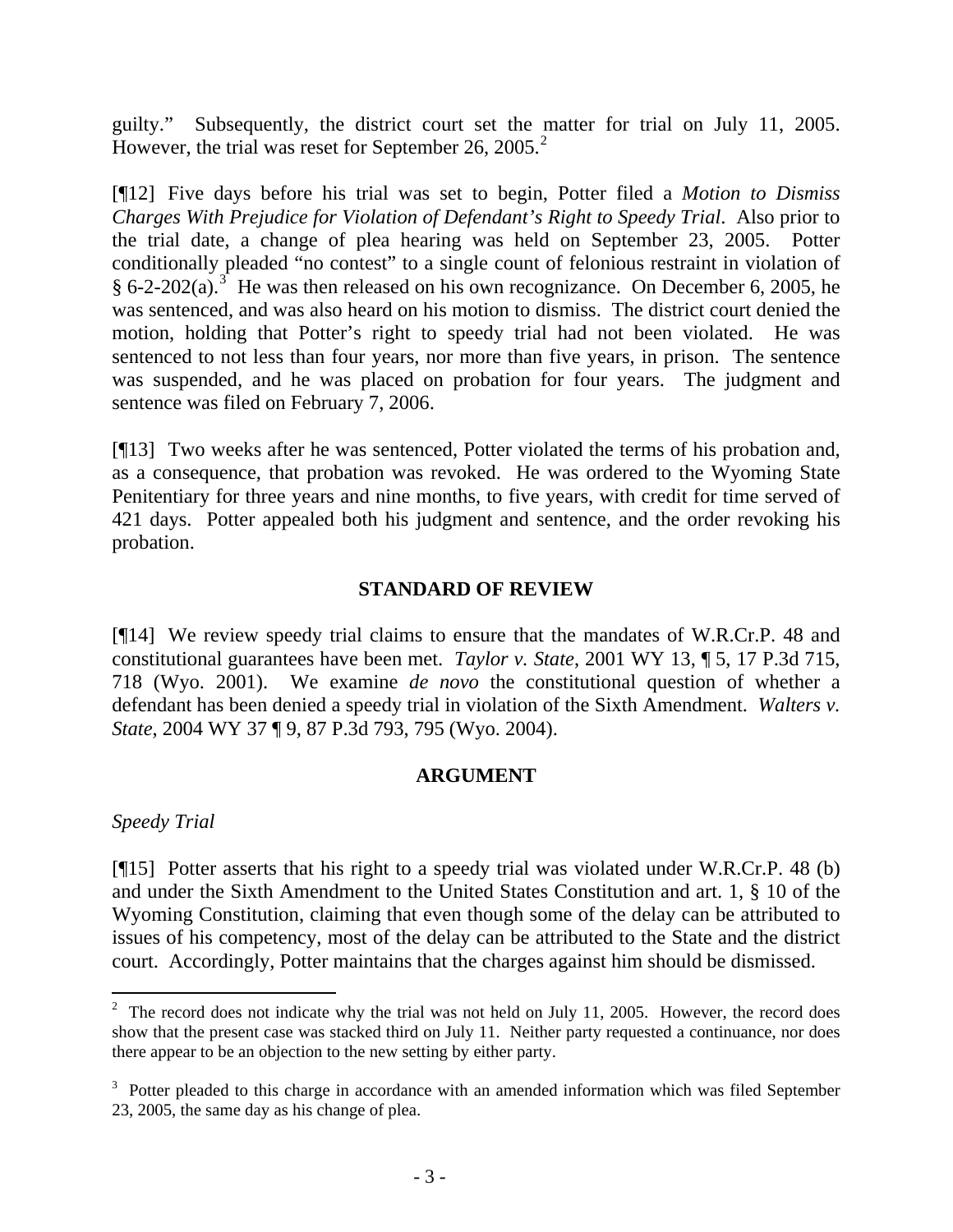guilty." Subsequently, the district court set the matter for trial on July 11, 2005. However, the trial was reset for September 26, 2005.[2]

[¶12] Five days before his trial was set to begin, Potter filed a *Motion to Dismiss Charges With Prejudice for Violation of Defendant's Right to Speedy Trial*. Also prior to the trial date, a change of plea hearing was held on September 23, 2005. Potter conditionally pleaded "no contest" to a single count of felonious restraint in violation of § 6-2-202(a).[3] He was then released on his own recognizance. On December 6, 2005, he was sentenced, and was also heard on his motion to dismiss. The district court denied the motion, holding that Potter's right to speedy trial had not been violated. He was sentenced to not less than four years, nor more than five years, in prison. The sentence was suspended, and he was placed on probation for four years. The judgment and sentence was filed on February 7, 2006.

[¶13] Two weeks after he was sentenced, Potter violated the terms of his probation and, as a consequence, that probation was revoked. He was ordered to the Wyoming State Penitentiary for three years and nine months, to five years, with credit for time served of 421 days. Potter appealed both his judgment and sentence, and the order revoking his probation.

## STANDARD OF REVIEW

[¶14] We review speedy trial claims to ensure that the mandates of W.R.Cr.P. 48 and constitutional guarantees have been met. *Taylor v. State*, 2001 WY 13, ¶ 5, 17 P.3d 715, 718 (Wyo. 2001). We examine *de novo* the constitutional question of whether a defendant has been denied a speedy trial in violation of the Sixth Amendment. *Walters v. State*, 2004 WY 37 ¶ 9, 87 P.3d 793, 795 (Wyo. 2004).

## ARGUMENT

*Speedy Trial*

[¶15] Potter asserts that his right to a speedy trial was violated under W.R.Cr.P. 48 (b) and under the Sixth Amendment to the United States Constitution and art. 1, § 10 of the Wyoming Constitution, claiming that even though some of the delay can be attributed to issues of his competency, most of the delay can be attributed to the State and the district court. Accordingly, Potter maintains that the charges against him should be dismissed.

---

[2] The record does not indicate why the trial was not held on July 11, 2005. However, the record does show that the present case was stacked third on July 11. Neither party requested a continuance, nor does there appear to be an objection to the new setting by either party.

[3] Potter pleaded to this charge in accordance with an amended information which was filed September 23, 2005, the same day as his change of plea.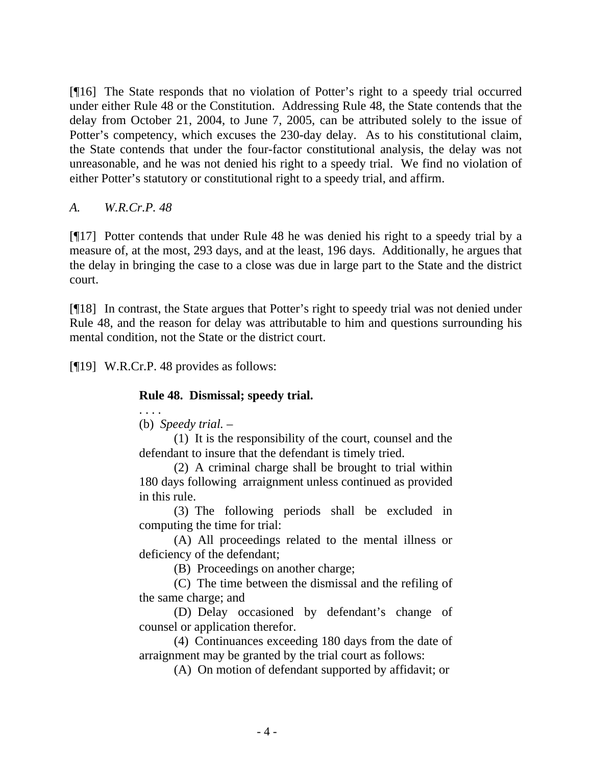[¶16] The State responds that no violation of Potter's right to a speedy trial occurred under either Rule 48 or the Constitution. Addressing Rule 48, the State contends that the delay from October 21, 2004, to June 7, 2005, can be attributed solely to the issue of Potter's competency, which excuses the 230-day delay. As to his constitutional claim, the State contends that under the four-factor constitutional analysis, the delay was not unreasonable, and he was not denied his right to a speedy trial. We find no violation of either Potter's statutory or constitutional right to a speedy trial, and affirm.

*A. W.R.Cr.P. 48*

[¶17] Potter contends that under Rule 48 he was denied his right to a speedy trial by a measure of, at the most, 293 days, and at the least, 196 days. Additionally, he argues that the delay in bringing the case to a close was due in large part to the State and the district court.

[¶18] In contrast, the State argues that Potter's right to speedy trial was not denied under Rule 48, and the reason for delay was attributable to him and questions surrounding his mental condition, not the State or the district court.

[¶19] W.R.Cr.P. 48 provides as follows:

> **Rule 48. Dismissal; speedy trial.**
>
> . . . .
>
> (b) *Speedy trial.* –
>
> (1) It is the responsibility of the court, counsel and the defendant to insure that the defendant is timely tried.
>
> (2) A criminal charge shall be brought to trial within 180 days following arraignment unless continued as provided in this rule.
>
> (3) The following periods shall be excluded in computing the time for trial:
>
> (A) All proceedings related to the mental illness or deficiency of the defendant;
>
> (B) Proceedings on another charge;
>
> (C) The time between the dismissal and the refiling of the same charge; and
>
> (D) Delay occasioned by defendant's change of counsel or application therefor.
>
> (4) Continuances exceeding 180 days from the date of arraignment may be granted by the trial court as follows:
>
> (A) On motion of defendant supported by affidavit; or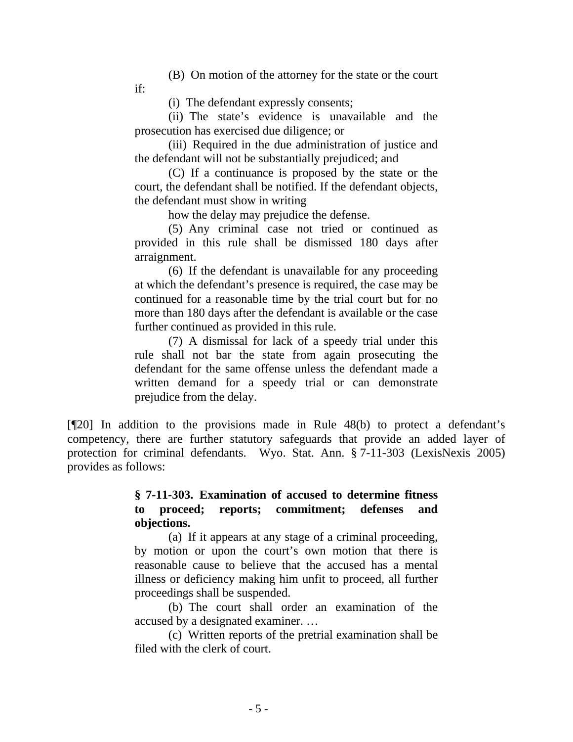(B) On motion of the attorney for the state or the court if:

(i) The defendant expressly consents;

(ii) The state's evidence is unavailable and the prosecution has exercised due diligence; or

(iii) Required in the due administration of justice and the defendant will not be substantially prejudiced; and

(C) If a continuance is proposed by the state or the court, the defendant shall be notified. If the defendant objects, the defendant must show in writing how the delay may prejudice the defense.

(5) Any criminal case not tried or continued as provided in this rule shall be dismissed 180 days after arraignment.

(6) If the defendant is unavailable for any proceeding at which the defendant's presence is required, the case may be continued for a reasonable time by the trial court but for no more than 180 days after the defendant is available or the case further continued as provided in this rule.

(7) A dismissal for lack of a speedy trial under this rule shall not bar the state from again prosecuting the defendant for the same offense unless the defendant made a written demand for a speedy trial or can demonstrate prejudice from the delay.

[¶20] In addition to the provisions made in Rule 48(b) to protect a defendant's competency, there are further statutory safeguards that provide an added layer of protection for criminal defendants. Wyo. Stat. Ann. § 7-11-303 (LexisNexis 2005) provides as follows:

> **§ 7-11-303. Examination of accused to determine fitness to proceed; reports; commitment; defenses and objections.**
>
> (a) If it appears at any stage of a criminal proceeding, by motion or upon the court's own motion that there is reasonable cause to believe that the accused has a mental illness or deficiency making him unfit to proceed, all further proceedings shall be suspended.
>
> (b) The court shall order an examination of the accused by a designated examiner. …
>
> (c) Written reports of the pretrial examination shall be filed with the clerk of court.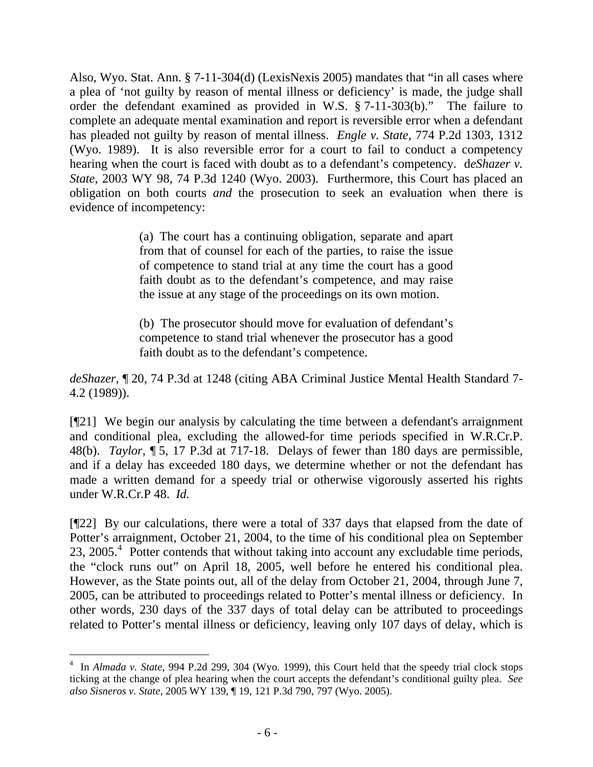Also, Wyo. Stat. Ann. § 7-11-304(d) (LexisNexis 2005) mandates that "in all cases where a plea of 'not guilty by reason of mental illness or deficiency' is made, the judge shall order the defendant examined as provided in W.S. § 7-11-303(b)." The failure to complete an adequate mental examination and report is reversible error when a defendant has pleaded not guilty by reason of mental illness. *Engle v. State*, 774 P.2d 1303, 1312 (Wyo. 1989). It is also reversible error for a court to fail to conduct a competency hearing when the court is faced with doubt as to a defendant's competency. d*eShazer v. State*, 2003 WY 98, 74 P.3d 1240 (Wyo. 2003). Furthermore, this Court has placed an obligation on both courts *and* the prosecution to seek an evaluation when there is evidence of incompetency:

> (a) The court has a continuing obligation, separate and apart from that of counsel for each of the parties, to raise the issue of competence to stand trial at any time the court has a good faith doubt as to the defendant's competence, and may raise the issue at any stage of the proceedings on its own motion.
>
> (b) The prosecutor should move for evaluation of defendant's competence to stand trial whenever the prosecutor has a good faith doubt as to the defendant's competence.

*deShazer*, ¶ 20, 74 P.3d at 1248 (citing ABA Criminal Justice Mental Health Standard 7-4.2 (1989)).

[¶21] We begin our analysis by calculating the time between a defendant's arraignment and conditional plea, excluding the allowed-for time periods specified in W.R.Cr.P. 48(b). *Taylor*, ¶ 5, 17 P.3d at 717-18. Delays of fewer than 180 days are permissible, and if a delay has exceeded 180 days, we determine whether or not the defendant has made a written demand for a speedy trial or otherwise vigorously asserted his rights under W.R.Cr.P 48. *Id.*

[¶22] By our calculations, there were a total of 337 days that elapsed from the date of Potter's arraignment, October 21, 2004, to the time of his conditional plea on September 23, 2005.[4] Potter contends that without taking into account any excludable time periods, the "clock runs out" on April 18, 2005, well before he entered his conditional plea. However, as the State points out, all of the delay from October 21, 2004, through June 7, 2005, can be attributed to proceedings related to Potter's mental illness or deficiency. In other words, 230 days of the 337 days of total delay can be attributed to proceedings related to Potter's mental illness or deficiency, leaving only 107 days of delay, which is

[4] In *Almada v. State,* 994 P.2d 299, 304 (Wyo. 1999), this Court held that the speedy trial clock stops ticking at the change of plea hearing when the court accepts the defendant's conditional guilty plea. *See also Sisneros v. State,* 2005 WY 139, ¶ 19, 121 P.3d 790, 797 (Wyo. 2005).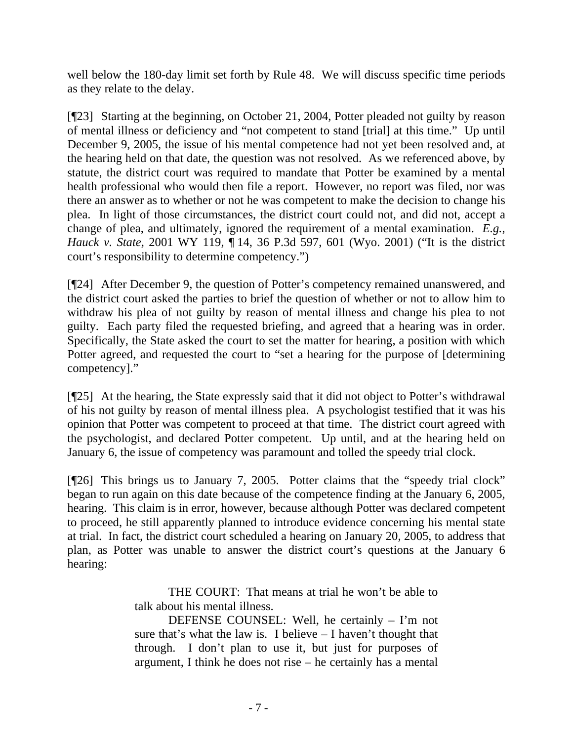well below the 180-day limit set forth by Rule 48. We will discuss specific time periods as they relate to the delay.

[¶23] Starting at the beginning, on October 21, 2004, Potter pleaded not guilty by reason of mental illness or deficiency and "not competent to stand [trial] at this time." Up until December 9, 2005, the issue of his mental competence had not yet been resolved and, at the hearing held on that date, the question was not resolved. As we referenced above, by statute, the district court was required to mandate that Potter be examined by a mental health professional who would then file a report. However, no report was filed, nor was there an answer as to whether or not he was competent to make the decision to change his plea. In light of those circumstances, the district court could not, and did not, accept a change of plea, and ultimately, ignored the requirement of a mental examination. *E.g., Hauck v. State*, 2001 WY 119, ¶ 14, 36 P.3d 597, 601 (Wyo. 2001) ("It is the district court's responsibility to determine competency.")

[¶24] After December 9, the question of Potter's competency remained unanswered, and the district court asked the parties to brief the question of whether or not to allow him to withdraw his plea of not guilty by reason of mental illness and change his plea to not guilty. Each party filed the requested briefing, and agreed that a hearing was in order. Specifically, the State asked the court to set the matter for hearing, a position with which Potter agreed, and requested the court to "set a hearing for the purpose of [determining competency]."

[¶25] At the hearing, the State expressly said that it did not object to Potter's withdrawal of his not guilty by reason of mental illness plea. A psychologist testified that it was his opinion that Potter was competent to proceed at that time. The district court agreed with the psychologist, and declared Potter competent. Up until, and at the hearing held on January 6, the issue of competency was paramount and tolled the speedy trial clock.

[¶26] This brings us to January 7, 2005. Potter claims that the "speedy trial clock" began to run again on this date because of the competence finding at the January 6, 2005, hearing. This claim is in error, however, because although Potter was declared competent to proceed, he still apparently planned to introduce evidence concerning his mental state at trial. In fact, the district court scheduled a hearing on January 20, 2005, to address that plan, as Potter was unable to answer the district court's questions at the January 6 hearing:

> THE COURT: That means at trial he won't be able to talk about his mental illness.
>
> DEFENSE COUNSEL: Well, he certainly – I'm not sure that's what the law is. I believe – I haven't thought that through. I don't plan to use it, but just for purposes of argument, I think he does not rise – he certainly has a mental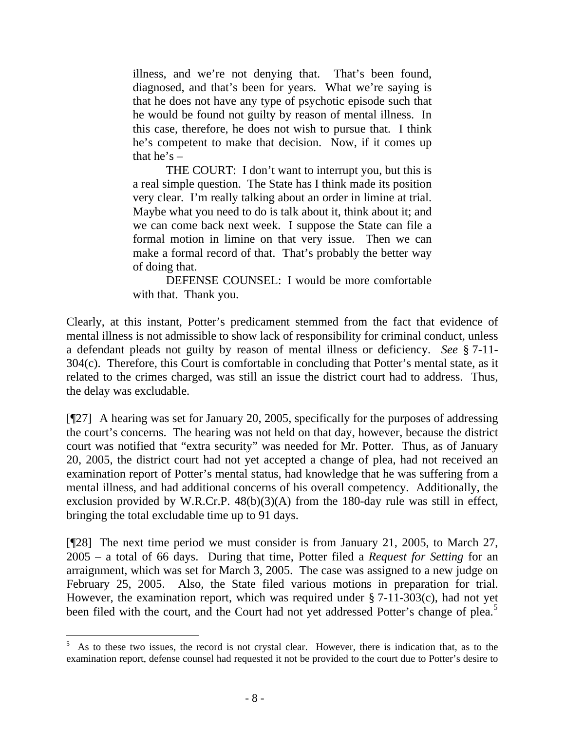> illness, and we're not denying that. That's been found, diagnosed, and that's been for years. What we're saying is that he does not have any type of psychotic episode such that he would be found not guilty by reason of mental illness. In this case, therefore, he does not wish to pursue that. I think he's competent to make that decision. Now, if it comes up that he's –
>
> THE COURT: I don't want to interrupt you, but this is a real simple question. The State has I think made its position very clear. I'm really talking about an order in limine at trial. Maybe what you need to do is talk about it, think about it; and we can come back next week. I suppose the State can file a formal motion in limine on that very issue. Then we can make a formal record of that. That's probably the better way of doing that.
>
> DEFENSE COUNSEL: I would be more comfortable with that. Thank you.

Clearly, at this instant, Potter's predicament stemmed from the fact that evidence of mental illness is not admissible to show lack of responsibility for criminal conduct, unless a defendant pleads not guilty by reason of mental illness or deficiency. *See* § 7-11-304(c). Therefore, this Court is comfortable in concluding that Potter's mental state, as it related to the crimes charged, was still an issue the district court had to address. Thus, the delay was excludable.

[¶27] A hearing was set for January 20, 2005, specifically for the purposes of addressing the court's concerns. The hearing was not held on that day, however, because the district court was notified that "extra security" was needed for Mr. Potter. Thus, as of January 20, 2005, the district court had not yet accepted a change of plea, had not received an examination report of Potter's mental status, had knowledge that he was suffering from a mental illness, and had additional concerns of his overall competency. Additionally, the exclusion provided by W.R.Cr.P. 48(b)(3)(A) from the 180-day rule was still in effect, bringing the total excludable time up to 91 days.

[¶28] The next time period we must consider is from January 21, 2005, to March 27, 2005 – a total of 66 days. During that time, Potter filed a *Request for Setting* for an arraignment, which was set for March 3, 2005. The case was assigned to a new judge on February 25, 2005. Also, the State filed various motions in preparation for trial. However, the examination report, which was required under § 7-11-303(c), had not yet been filed with the court, and the Court had not yet addressed Potter's change of plea.[5]

[5] As to these two issues, the record is not crystal clear. However, there is indication that, as to the examination report, defense counsel had requested it not be provided to the court due to Potter's desire to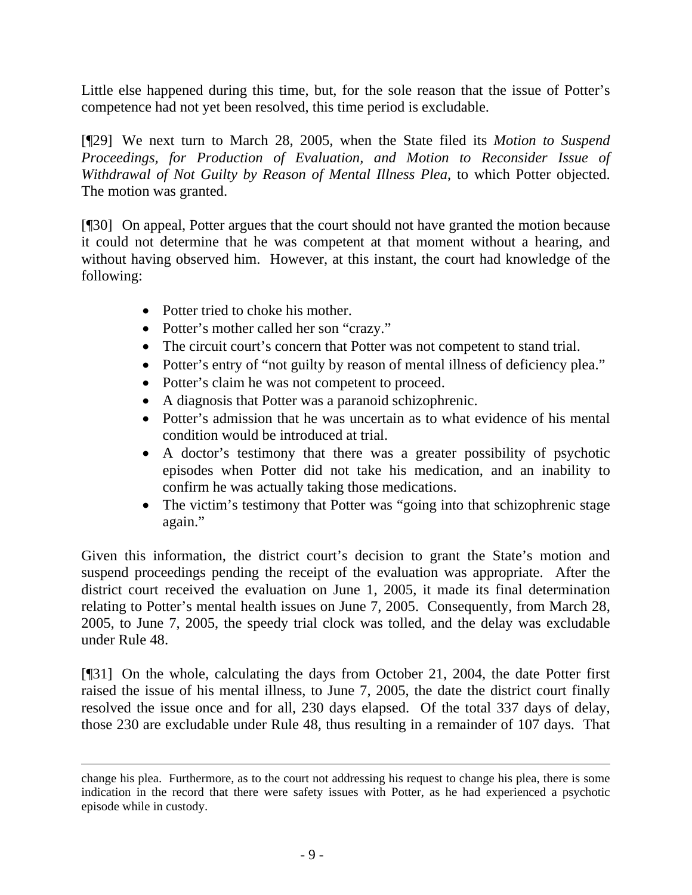Little else happened during this time, but, for the sole reason that the issue of Potter's competence had not yet been resolved, this time period is excludable.

[¶29] We next turn to March 28, 2005, when the State filed its *Motion to Suspend Proceedings, for Production of Evaluation, and Motion to Reconsider Issue of Withdrawal of Not Guilty by Reason of Mental Illness Plea*, to which Potter objected. The motion was granted.

[¶30] On appeal, Potter argues that the court should not have granted the motion because it could not determine that he was competent at that moment without a hearing, and without having observed him. However, at this instant, the court had knowledge of the following:

- Potter tried to choke his mother.
- Potter's mother called her son "crazy."
- The circuit court's concern that Potter was not competent to stand trial.
- Potter's entry of "not guilty by reason of mental illness of deficiency plea."
- Potter's claim he was not competent to proceed.
- A diagnosis that Potter was a paranoid schizophrenic.
- Potter's admission that he was uncertain as to what evidence of his mental condition would be introduced at trial.
- A doctor's testimony that there was a greater possibility of psychotic episodes when Potter did not take his medication, and an inability to confirm he was actually taking those medications.
- The victim's testimony that Potter was "going into that schizophrenic stage again."

Given this information, the district court's decision to grant the State's motion and suspend proceedings pending the receipt of the evaluation was appropriate. After the district court received the evaluation on June 1, 2005, it made its final determination relating to Potter's mental health issues on June 7, 2005. Consequently, from March 28, 2005, to June 7, 2005, the speedy trial clock was tolled, and the delay was excludable under Rule 48.

[¶31] On the whole, calculating the days from October 21, 2004, the date Potter first raised the issue of his mental illness, to June 7, 2005, the date the district court finally resolved the issue once and for all, 230 days elapsed. Of the total 337 days of delay, those 230 are excludable under Rule 48, thus resulting in a remainder of 107 days. That

---

change his plea. Furthermore, as to the court not addressing his request to change his plea, there is some indication in the record that there were safety issues with Potter, as he had experienced a psychotic episode while in custody.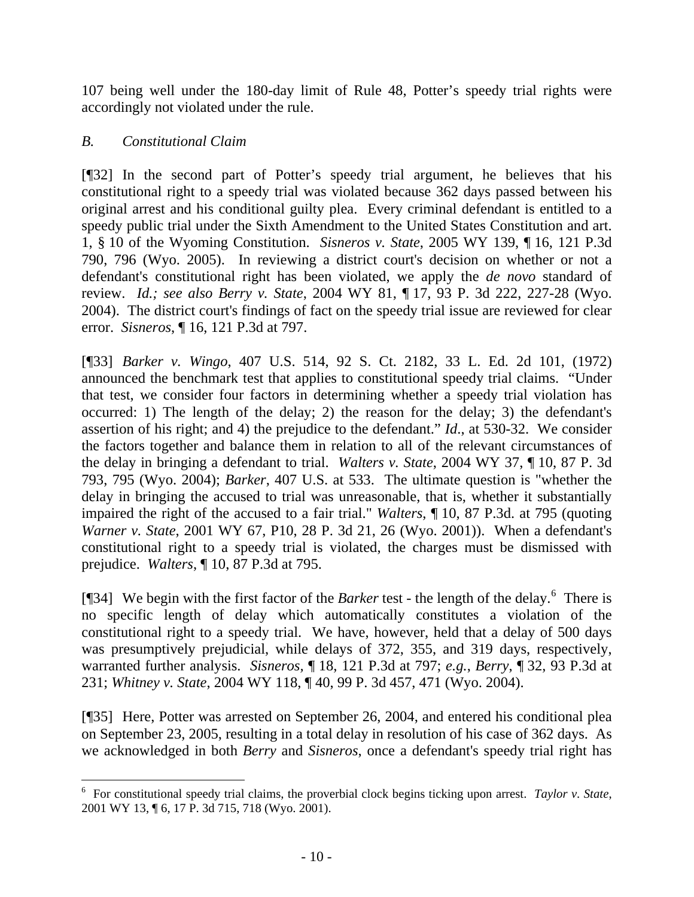107 being well under the 180-day limit of Rule 48, Potter's speedy trial rights were accordingly not violated under the rule.

*B. Constitutional Claim*

[¶32] In the second part of Potter's speedy trial argument, he believes that his constitutional right to a speedy trial was violated because 362 days passed between his original arrest and his conditional guilty plea. Every criminal defendant is entitled to a speedy public trial under the Sixth Amendment to the United States Constitution and art. 1, § 10 of the Wyoming Constitution. *Sisneros v. State*, 2005 WY 139, ¶ 16, 121 P.3d 790, 796 (Wyo. 2005). In reviewing a district court's decision on whether or not a defendant's constitutional right has been violated, we apply the *de novo* standard of review. *Id.; see also Berry v. State*, 2004 WY 81, ¶ 17, 93 P. 3d 222, 227-28 (Wyo. 2004). The district court's findings of fact on the speedy trial issue are reviewed for clear error. *Sisneros*, ¶ 16, 121 P.3d at 797.

[¶33] *Barker v. Wingo*, 407 U.S. 514, 92 S. Ct. 2182, 33 L. Ed. 2d 101, (1972) announced the benchmark test that applies to constitutional speedy trial claims. "Under that test, we consider four factors in determining whether a speedy trial violation has occurred: 1) The length of the delay; 2) the reason for the delay; 3) the defendant's assertion of his right; and 4) the prejudice to the defendant." *Id*., at 530-32. We consider the factors together and balance them in relation to all of the relevant circumstances of the delay in bringing a defendant to trial. *Walters v. State*, 2004 WY 37, ¶ 10, 87 P. 3d 793, 795 (Wyo. 2004); *Barker*, 407 U.S. at 533. The ultimate question is "whether the delay in bringing the accused to trial was unreasonable, that is, whether it substantially impaired the right of the accused to a fair trial." *Walters*, ¶ 10, 87 P.3d. at 795 (quoting *Warner v. State*, 2001 WY 67, P10, 28 P. 3d 21, 26 (Wyo. 2001)). When a defendant's constitutional right to a speedy trial is violated, the charges must be dismissed with prejudice. *Walters*, ¶ 10, 87 P.3d at 795.

[¶34] We begin with the first factor of the *Barker* test - the length of the delay.[6] There is no specific length of delay which automatically constitutes a violation of the constitutional right to a speedy trial. We have, however, held that a delay of 500 days was presumptively prejudicial, while delays of 372, 355, and 319 days, respectively, warranted further analysis. *Sisneros*, ¶ 18, 121 P.3d at 797; *e.g.*, *Berry*, ¶ 32, 93 P.3d at 231; *Whitney v. State*, 2004 WY 118, ¶ 40, 99 P. 3d 457, 471 (Wyo. 2004).

[¶35] Here, Potter was arrested on September 26, 2004, and entered his conditional plea on September 23, 2005, resulting in a total delay in resolution of his case of 362 days. As we acknowledged in both *Berry* and *Sisneros*, once a defendant's speedy trial right has

[6] For constitutional speedy trial claims, the proverbial clock begins ticking upon arrest. *Taylor v. State*, 2001 WY 13, ¶ 6, 17 P. 3d 715, 718 (Wyo. 2001).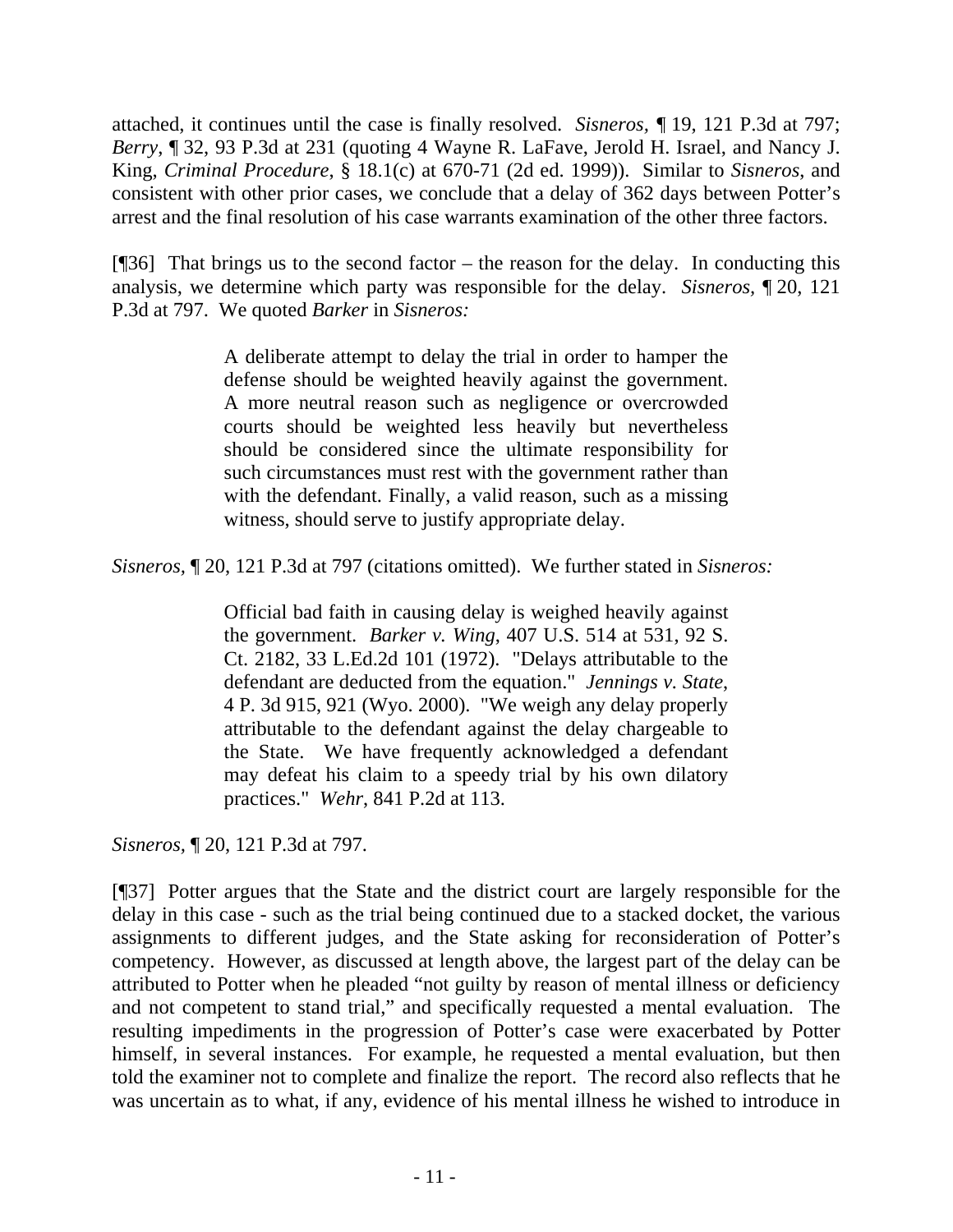attached, it continues until the case is finally resolved. *Sisneros,* ¶ 19, 121 P.3d at 797; *Berry,* ¶ 32, 93 P.3d at 231 (quoting 4 Wayne R. LaFave, Jerold H. Israel, and Nancy J. King, *Criminal Procedure,* § 18.1(c) at 670-71 (2d ed. 1999)). Similar to *Sisneros,* and consistent with other prior cases, we conclude that a delay of 362 days between Potter's arrest and the final resolution of his case warrants examination of the other three factors.

[¶36] That brings us to the second factor – the reason for the delay. In conducting this analysis, we determine which party was responsible for the delay. *Sisneros,* ¶ 20, 121 P.3d at 797. We quoted *Barker* in *Sisneros:*

> A deliberate attempt to delay the trial in order to hamper the defense should be weighted heavily against the government. A more neutral reason such as negligence or overcrowded courts should be weighted less heavily but nevertheless should be considered since the ultimate responsibility for such circumstances must rest with the government rather than with the defendant. Finally, a valid reason, such as a missing witness, should serve to justify appropriate delay.

*Sisneros,* ¶ 20, 121 P.3d at 797 (citations omitted). We further stated in *Sisneros:*

> Official bad faith in causing delay is weighed heavily against the government. *Barker v. Wing*, 407 U.S. 514 at 531, 92 S. Ct. 2182, 33 L.Ed.2d 101 (1972). "Delays attributable to the defendant are deducted from the equation." *Jennings v. State*, 4 P. 3d 915, 921 (Wyo. 2000). "We weigh any delay properly attributable to the defendant against the delay chargeable to the State. We have frequently acknowledged a defendant may defeat his claim to a speedy trial by his own dilatory practices." *Wehr*, 841 P.2d at 113.

*Sisneros,* ¶ 20, 121 P.3d at 797.

[¶37] Potter argues that the State and the district court are largely responsible for the delay in this case - such as the trial being continued due to a stacked docket, the various assignments to different judges, and the State asking for reconsideration of Potter's competency. However, as discussed at length above, the largest part of the delay can be attributed to Potter when he pleaded "not guilty by reason of mental illness or deficiency and not competent to stand trial," and specifically requested a mental evaluation. The resulting impediments in the progression of Potter's case were exacerbated by Potter himself, in several instances. For example, he requested a mental evaluation, but then told the examiner not to complete and finalize the report. The record also reflects that he was uncertain as to what, if any, evidence of his mental illness he wished to introduce in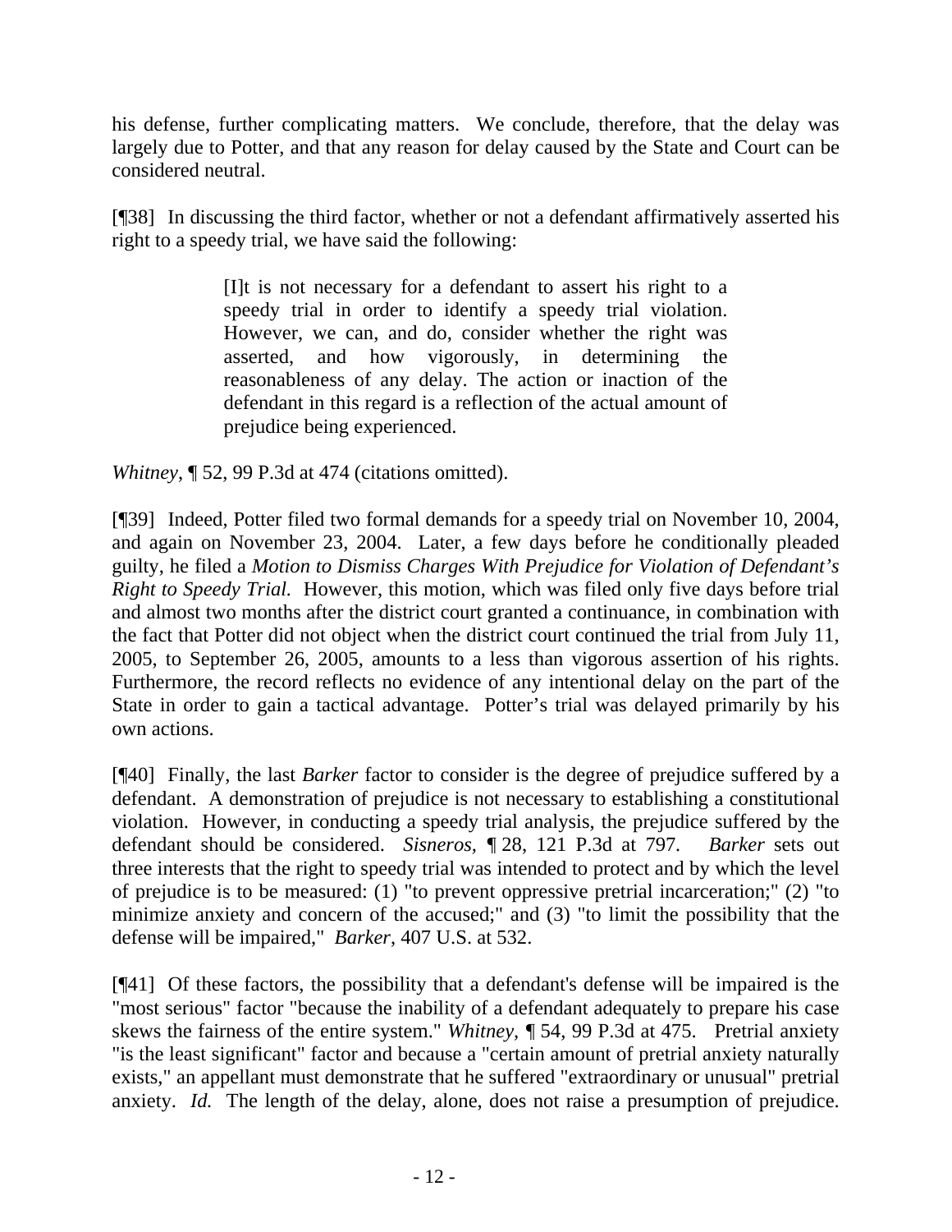his defense, further complicating matters. We conclude, therefore, that the delay was largely due to Potter, and that any reason for delay caused by the State and Court can be considered neutral.

[¶38] In discussing the third factor, whether or not a defendant affirmatively asserted his right to a speedy trial, we have said the following:

> [I]t is not necessary for a defendant to assert his right to a speedy trial in order to identify a speedy trial violation. However, we can, and do, consider whether the right was asserted, and how vigorously, in determining the reasonableness of any delay. The action or inaction of the defendant in this regard is a reflection of the actual amount of prejudice being experienced.

*Whitney*, ¶ 52, 99 P.3d at 474 (citations omitted).

[¶39] Indeed, Potter filed two formal demands for a speedy trial on November 10, 2004, and again on November 23, 2004. Later, a few days before he conditionally pleaded guilty, he filed a *Motion to Dismiss Charges With Prejudice for Violation of Defendant's Right to Speedy Trial.* However, this motion, which was filed only five days before trial and almost two months after the district court granted a continuance, in combination with the fact that Potter did not object when the district court continued the trial from July 11, 2005, to September 26, 2005, amounts to a less than vigorous assertion of his rights. Furthermore, the record reflects no evidence of any intentional delay on the part of the State in order to gain a tactical advantage. Potter's trial was delayed primarily by his own actions.

[¶40] Finally, the last *Barker* factor to consider is the degree of prejudice suffered by a defendant. A demonstration of prejudice is not necessary to establishing a constitutional violation. However, in conducting a speedy trial analysis, the prejudice suffered by the defendant should be considered. *Sisneros*, ¶ 28, 121 P.3d at 797. *Barker* sets out three interests that the right to speedy trial was intended to protect and by which the level of prejudice is to be measured: (1) "to prevent oppressive pretrial incarceration;" (2) "to minimize anxiety and concern of the accused;" and (3) "to limit the possibility that the defense will be impaired," *Barker*, 407 U.S. at 532.

[¶41] Of these factors, the possibility that a defendant's defense will be impaired is the "most serious" factor "because the inability of a defendant adequately to prepare his case skews the fairness of the entire system." *Whitney*, ¶ 54, 99 P.3d at 475. Pretrial anxiety "is the least significant" factor and because a "certain amount of pretrial anxiety naturally exists," an appellant must demonstrate that he suffered "extraordinary or unusual" pretrial anxiety. *Id.* The length of the delay, alone, does not raise a presumption of prejudice.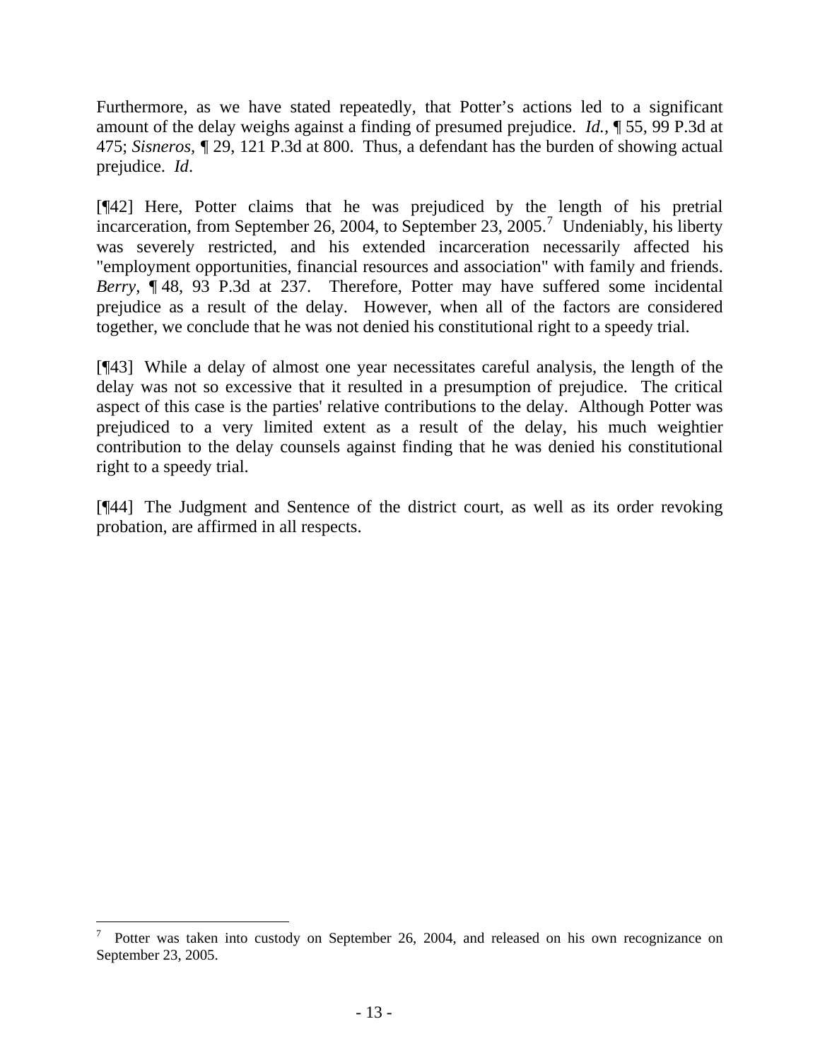Furthermore, as we have stated repeatedly, that Potter's actions led to a significant amount of the delay weighs against a finding of presumed prejudice. *Id.*, ¶ 55, 99 P.3d at 475; *Sisneros*, ¶ 29, 121 P.3d at 800. Thus, a defendant has the burden of showing actual prejudice. *Id*.

[¶42] Here, Potter claims that he was prejudiced by the length of his pretrial incarceration, from September 26, 2004, to September 23, 2005.[7] Undeniably, his liberty was severely restricted, and his extended incarceration necessarily affected his "employment opportunities, financial resources and association" with family and friends. *Berry*, ¶ 48, 93 P.3d at 237. Therefore, Potter may have suffered some incidental prejudice as a result of the delay. However, when all of the factors are considered together, we conclude that he was not denied his constitutional right to a speedy trial.

[¶43] While a delay of almost one year necessitates careful analysis, the length of the delay was not so excessive that it resulted in a presumption of prejudice. The critical aspect of this case is the parties' relative contributions to the delay. Although Potter was prejudiced to a very limited extent as a result of the delay, his much weightier contribution to the delay counsels against finding that he was denied his constitutional right to a speedy trial.

[¶44] The Judgment and Sentence of the district court, as well as its order revoking probation, are affirmed in all respects.

---

[7] Potter was taken into custody on September 26, 2004, and released on his own recognizance on September 23, 2005.